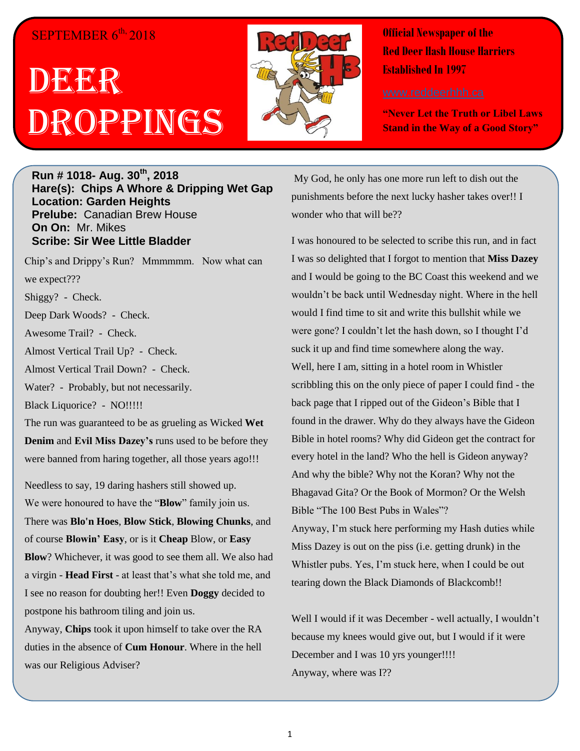SEPTEMBER 6th, 2018

# DEER DROPPINGS

**Official Newspaper of the Red Deer Hash House Harriers Established In 1997**

www.reddeerhhh.ca

**"Never Let the Truth or Libel Laws Stand in the Way of a Good Story"**

**Run # 1018- Aug. 30th, 2018**
**Hare(s): Chips A Whore & Dripping Wet Gap**
**Location: Garden Heights**
**Prelube:** Canadian Brew House
**On On:** Mr. Mikes
**Scribe: Sir Wee Little Bladder**

Chip's and Drippy's Run? Mmmmmm. Now what can we expect???

Shiggy? - Check.

Deep Dark Woods? - Check.

Awesome Trail? - Check.

Almost Vertical Trail Up? - Check.

Almost Vertical Trail Down? - Check.

Water? - Probably, but not necessarily.

Black Liquorice? - NO!!!!!

The run was guaranteed to be as grueling as Wicked **Wet Denim** and **Evil Miss Dazey's** runs used to be before they were banned from haring together, all those years ago!!!

Needless to say, 19 daring hashers still showed up. We were honoured to have the "**Blow**" family join us. There was **Blo'n Hoes**, **Blow Stick**, **Blowing Chunks**, and of course **Blowin' Easy**, or is it **Cheap** Blow, or **Easy Blow**? Whichever, it was good to see them all. We also had a virgin - **Head First** - at least that's what she told me, and I see no reason for doubting her!! Even **Doggy** decided to postpone his bathroom tiling and join us.

Anyway, **Chips** took it upon himself to take over the RA duties in the absence of **Cum Honour**. Where in the hell was our Religious Adviser?

My God, he only has one more run left to dish out the punishments before the next lucky hasher takes over!! I wonder who that will be??

I was honoured to be selected to scribe this run, and in fact I was so delighted that I forgot to mention that **Miss Dazey** and I would be going to the BC Coast this weekend and we wouldn't be back until Wednesday night. Where in the hell would I find time to sit and write this bullshit while we were gone? I couldn't let the hash down, so I thought I'd suck it up and find time somewhere along the way.

Well, here I am, sitting in a hotel room in Whistler scribbling this on the only piece of paper I could find - the back page that I ripped out of the Gideon's Bible that I found in the drawer. Why do they always have the Gideon Bible in hotel rooms? Why did Gideon get the contract for every hotel in the land? Who the hell is Gideon anyway? And why the bible? Why not the Koran? Why not the Bhagavad Gita? Or the Book of Mormon? Or the Welsh Bible "The 100 Best Pubs in Wales"?

Anyway, I'm stuck here performing my Hash duties while Miss Dazey is out on the piss (i.e. getting drunk) in the Whistler pubs. Yes, I'm stuck here, when I could be out tearing down the Black Diamonds of Blackcomb!!

Well I would if it was December - well actually, I wouldn't because my knees would give out, but I would if it were December and I was 10 yrs younger!!!!

Anyway, where was I??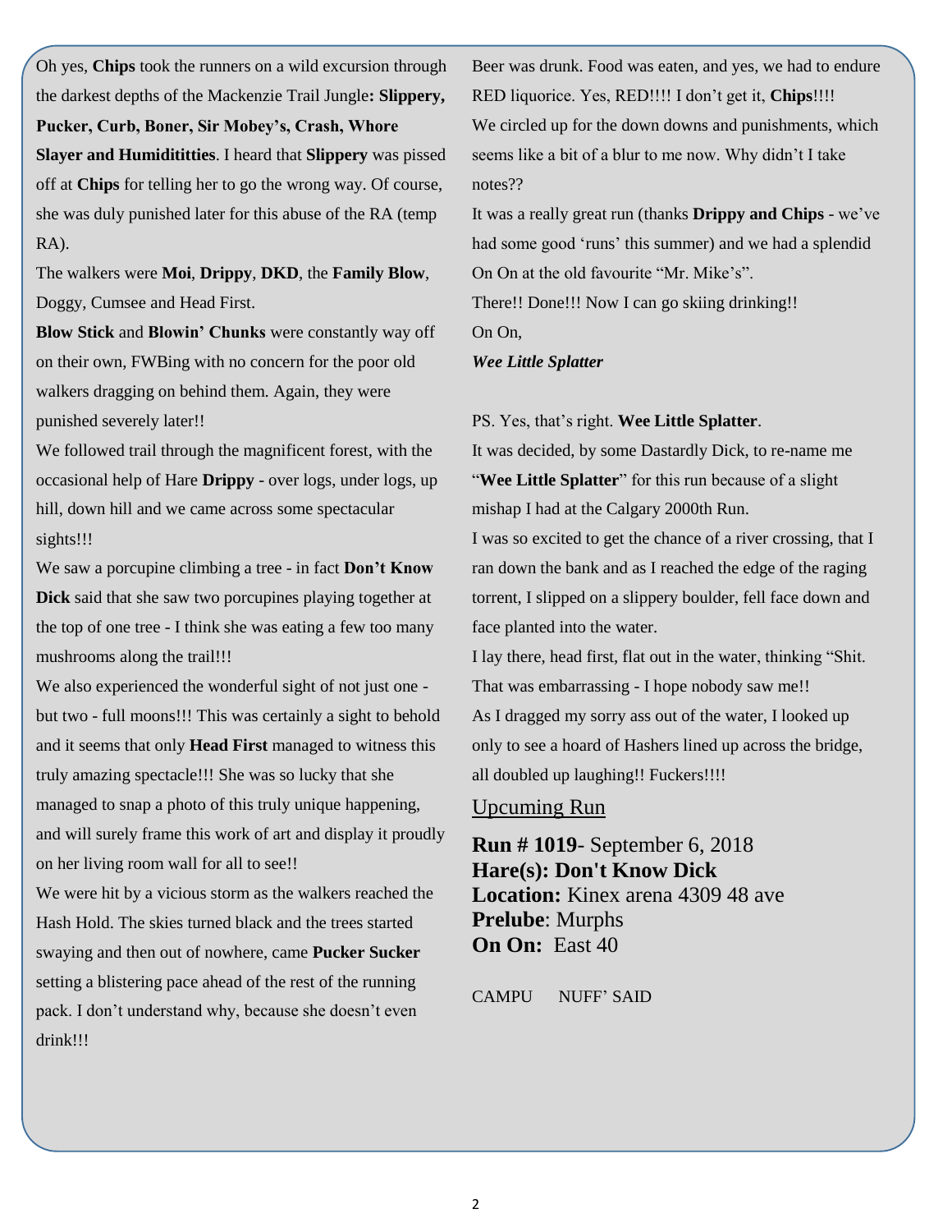Oh yes, **Chips** took the runners on a wild excursion through the darkest depths of the Mackenzie Trail Jungle**: Slippery, Pucker, Curb, Boner, Sir Mobey's, Crash, Whore Slayer and Humidititties**. I heard that **Slippery** was pissed off at **Chips** for telling her to go the wrong way. Of course, she was duly punished later for this abuse of the RA (temp RA).

The walkers were **Moi**, **Drippy**, **DKD**, the **Family Blow**, Doggy, Cumsee and Head First.

**Blow Stick** and **Blowin' Chunks** were constantly way off on their own, FWBing with no concern for the poor old walkers dragging on behind them. Again, they were punished severely later!!

We followed trail through the magnificent forest, with the occasional help of Hare **Drippy** - over logs, under logs, up hill, down hill and we came across some spectacular sights!!!

We saw a porcupine climbing a tree - in fact **Don't Know Dick** said that she saw two porcupines playing together at the top of one tree - I think she was eating a few too many mushrooms along the trail!!!

We also experienced the wonderful sight of not just one - but two - full moons!!! This was certainly a sight to behold and it seems that only **Head First** managed to witness this truly amazing spectacle!!! She was so lucky that she managed to snap a photo of this truly unique happening, and will surely frame this work of art and display it proudly on her living room wall for all to see!!

We were hit by a vicious storm as the walkers reached the Hash Hold. The skies turned black and the trees started swaying and then out of nowhere, came **Pucker Sucker** setting a blistering pace ahead of the rest of the running pack. I don't understand why, because she doesn't even drink!!!

Beer was drunk. Food was eaten, and yes, we had to endure RED liquorice. Yes, RED!!!! I don't get it, **Chips**!!!!

We circled up for the down downs and punishments, which seems like a bit of a blur to me now. Why didn't I take notes??

It was a really great run (thanks **Drippy and Chips** - we've had some good 'runs' this summer) and we had a splendid On On at the old favourite "Mr. Mike's".

There!! Done!!! Now I can go skiing drinking!!

On On,

***Wee Little Splatter***

PS. Yes, that's right. **Wee Little Splatter**.

It was decided, by some Dastardly Dick, to re-name me "**Wee Little Splatter**" for this run because of a slight mishap I had at the Calgary 2000th Run.

I was so excited to get the chance of a river crossing, that I ran down the bank and as I reached the edge of the raging torrent, I slipped on a slippery boulder, fell face down and face planted into the water.

I lay there, head first, flat out in the water, thinking "Shit. That was embarrassing - I hope nobody saw me!!

As I dragged my sorry ass out of the water, I looked up only to see a hoard of Hashers lined up across the bridge, all doubled up laughing!! Fuckers!!!!

## Upcuming Run

**Run # 1019**- September 6, 2018
**Hare(s): Don't Know Dick**
**Location:** Kinex arena 4309 48 ave
**Prelube**: Murphs
**On On:** East 40

CAMPU NUFF' SAID